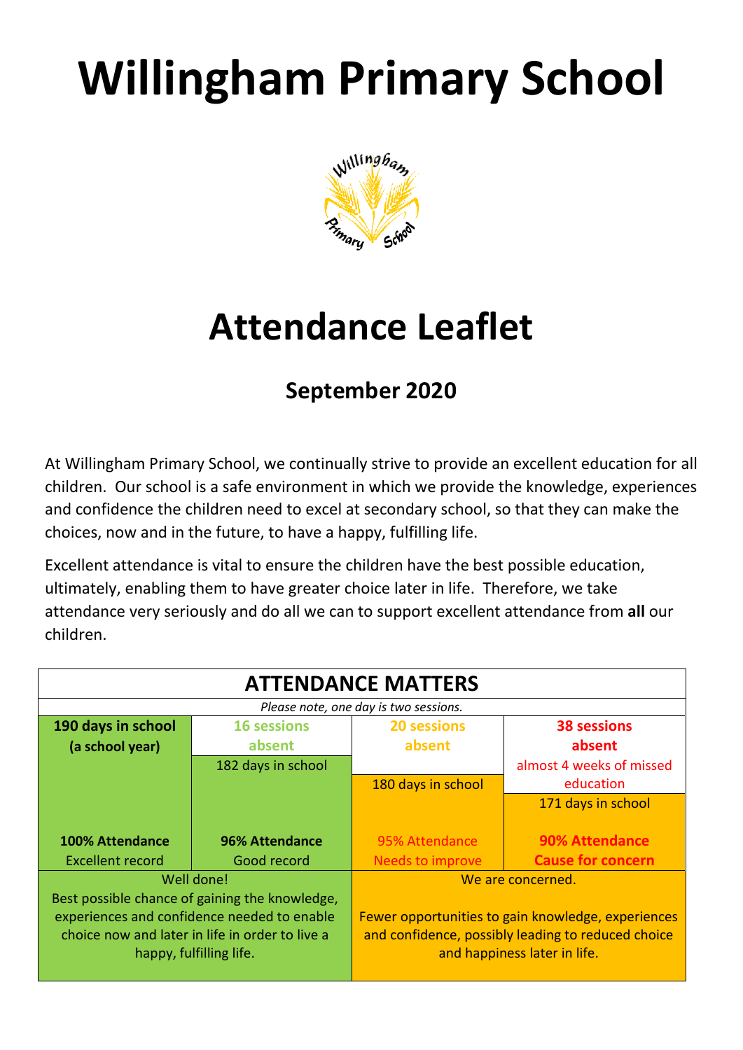# Willingham Primary School

# Attendance Leaflet

## September 2020

At Willingham Primary School, we continually strive to provide an excellent education for all children. Our school is a safe environment in which we provide the knowledge, experiences and confidence the children need to excel at secondary school, so that they can make the choices, now and in the future, to have a happy, fulfilling life.

Excellent attendance is vital to ensure the children have the best possible education, ultimately, enabling them to have greater choice later in life. Therefore, we take attendance very seriously and do all we can to support excellent attendance from **all** our children.

| ATTENDANCE MATTERS | | | |
|---|---|---|---|
| *Please note, one day is two sessions.* | | | |
| **190 days in school (a school year)** | **16 sessions absent**<br>182 days in school | **20 sessions absent**<br>180 days in school | **38 sessions absent**<br>almost 4 weeks of missed education<br>171 days in school |
| **100% Attendance**<br>Excellent record | **96% Attendance**<br>Good record | 95% Attendance<br>Needs to improve | **90% Attendance**<br>**Cause for concern** |
| Well done!<br>Best possible chance of gaining the knowledge, experiences and confidence needed to enable choice now and later in life in order to live a happy, fulfilling life. | | We are concerned.<br>Fewer opportunities to gain knowledge, experiences and confidence, possibly leading to reduced choice and happiness later in life. | |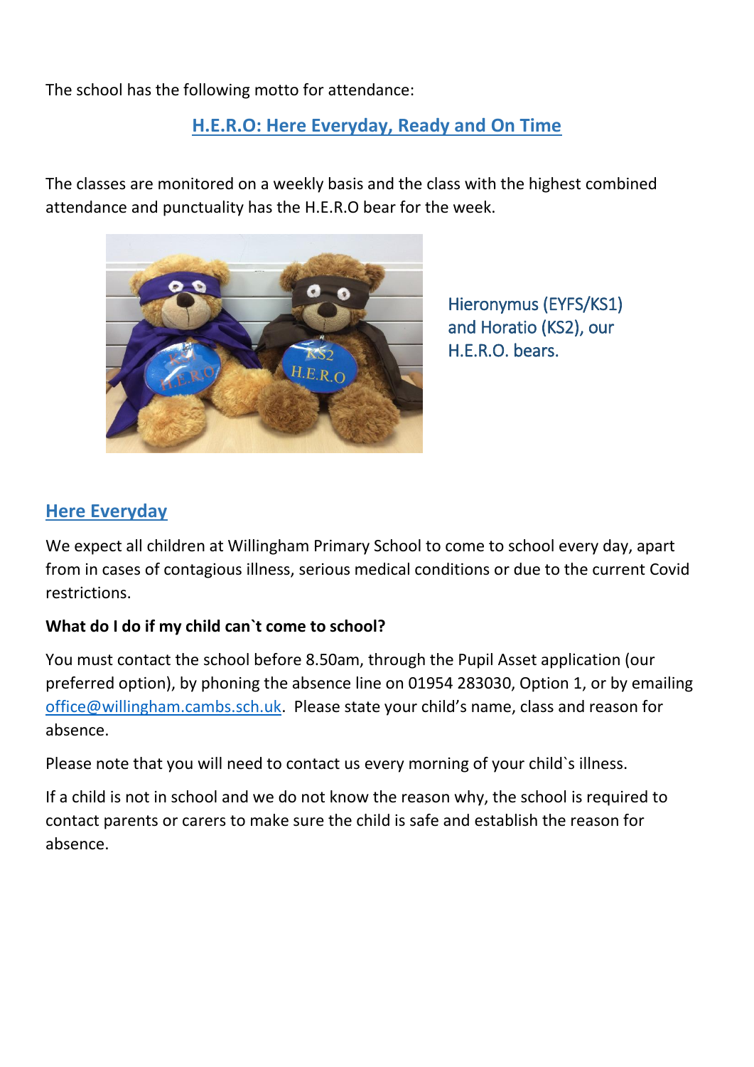The school has the following motto for attendance:

## H.E.R.O: Here Everyday, Ready and On Time

The classes are monitored on a weekly basis and the class with the highest combined attendance and punctuality has the H.E.R.O bear for the week.

Hieronymus (EYFS/KS1) and Horatio (KS2), our H.E.R.O. bears.

## Here Everyday

We expect all children at Willingham Primary School to come to school every day, apart from in cases of contagious illness, serious medical conditions or due to the current Covid restrictions.

**What do I do if my child can`t come to school?**

You must contact the school before 8.50am, through the Pupil Asset application (our preferred option), by phoning the absence line on 01954 283030, Option 1, or by emailing office@willingham.cambs.sch.uk. Please state your child's name, class and reason for absence.

Please note that you will need to contact us every morning of your child`s illness.

If a child is not in school and we do not know the reason why, the school is required to contact parents or carers to make sure the child is safe and establish the reason for absence.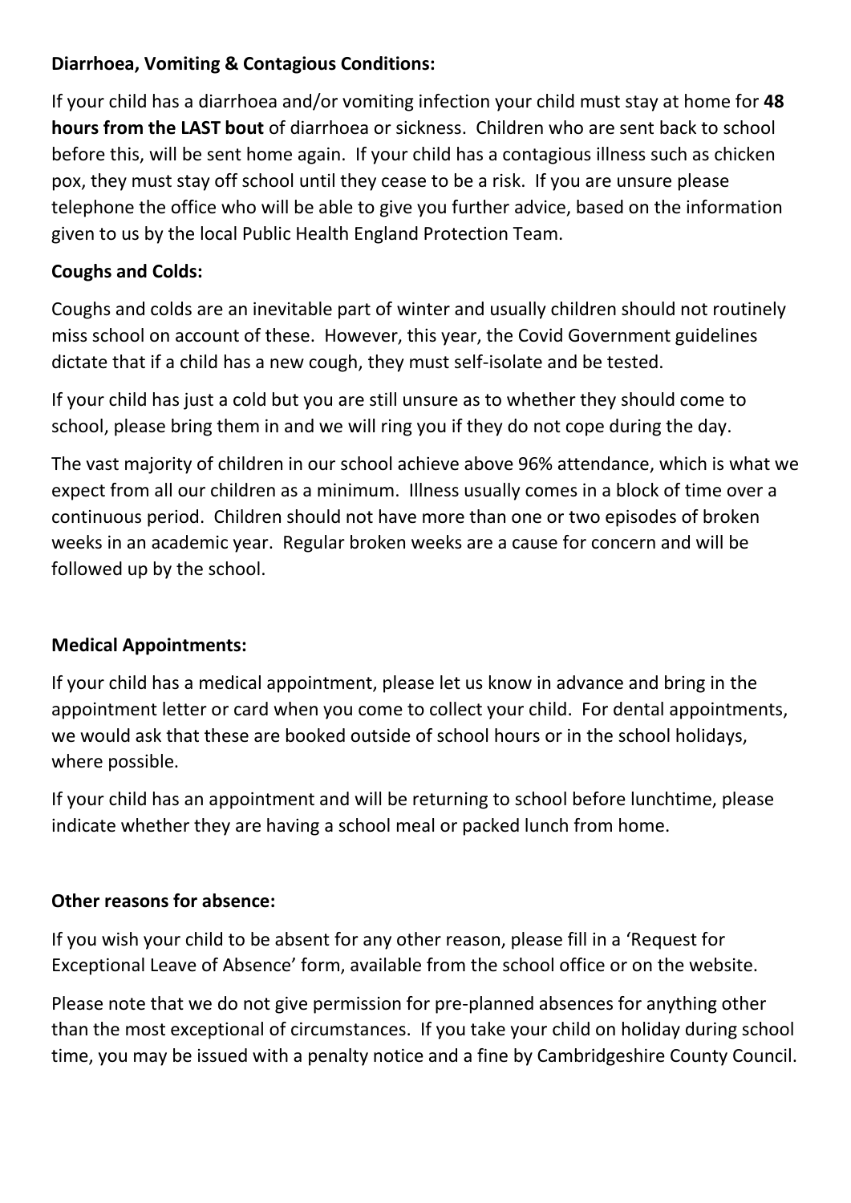**Diarrhoea, Vomiting & Contagious Conditions:**

If your child has a diarrhoea and/or vomiting infection your child must stay at home for **48 hours from the LAST bout** of diarrhoea or sickness. Children who are sent back to school before this, will be sent home again. If your child has a contagious illness such as chicken pox, they must stay off school until they cease to be a risk. If you are unsure please telephone the office who will be able to give you further advice, based on the information given to us by the local Public Health England Protection Team.

**Coughs and Colds:**

Coughs and colds are an inevitable part of winter and usually children should not routinely miss school on account of these. However, this year, the Covid Government guidelines dictate that if a child has a new cough, they must self-isolate and be tested.

If your child has just a cold but you are still unsure as to whether they should come to school, please bring them in and we will ring you if they do not cope during the day.

The vast majority of children in our school achieve above 96% attendance, which is what we expect from all our children as a minimum. Illness usually comes in a block of time over a continuous period. Children should not have more than one or two episodes of broken weeks in an academic year. Regular broken weeks are a cause for concern and will be followed up by the school.

**Medical Appointments:**

If your child has a medical appointment, please let us know in advance and bring in the appointment letter or card when you come to collect your child. For dental appointments, we would ask that these are booked outside of school hours or in the school holidays, where possible.

If your child has an appointment and will be returning to school before lunchtime, please indicate whether they are having a school meal or packed lunch from home.

**Other reasons for absence:**

If you wish your child to be absent for any other reason, please fill in a 'Request for Exceptional Leave of Absence' form, available from the school office or on the website.

Please note that we do not give permission for pre-planned absences for anything other than the most exceptional of circumstances. If you take your child on holiday during school time, you may be issued with a penalty notice and a fine by Cambridgeshire County Council.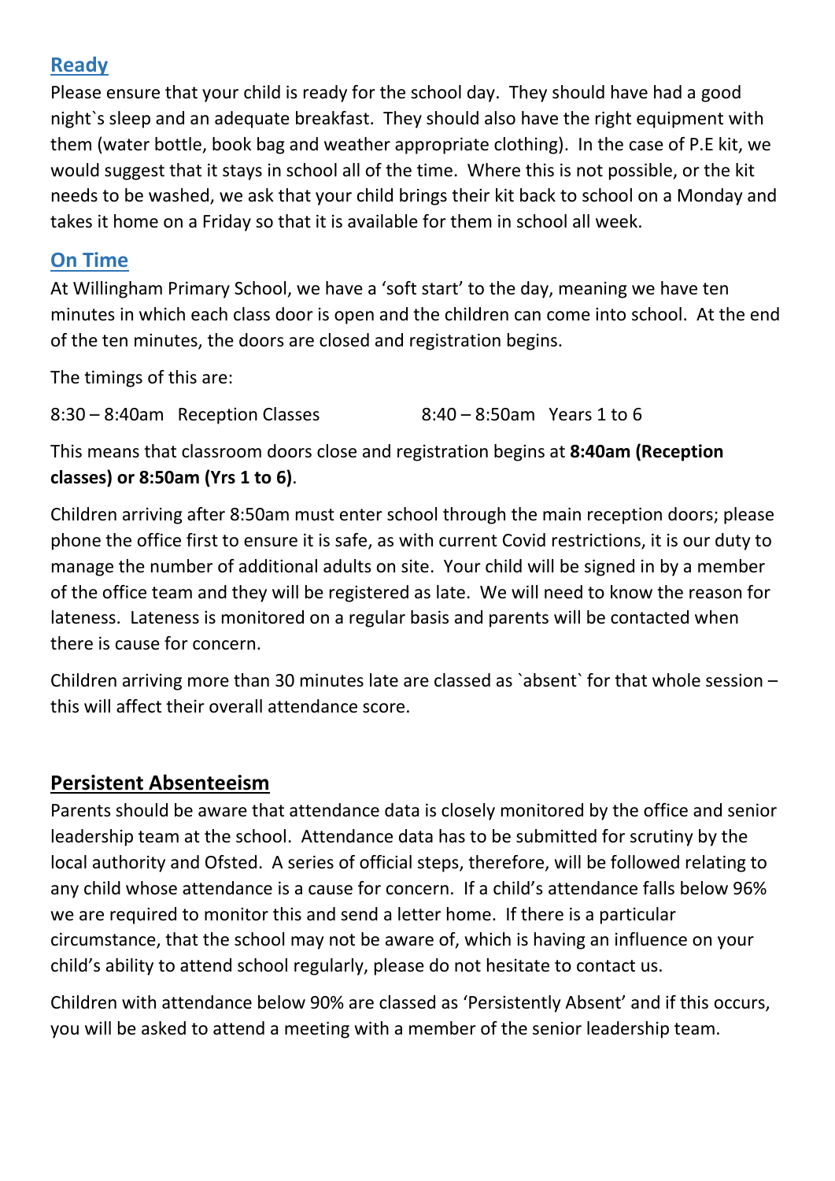## Ready

Please ensure that your child is ready for the school day. They should have had a good night`s sleep and an adequate breakfast. They should also have the right equipment with them (water bottle, book bag and weather appropriate clothing). In the case of P.E kit, we would suggest that it stays in school all of the time. Where this is not possible, or the kit needs to be washed, we ask that your child brings their kit back to school on a Monday and takes it home on a Friday so that it is available for them in school all week.

## On Time

At Willingham Primary School, we have a 'soft start' to the day, meaning we have ten minutes in which each class door is open and the children can come into school. At the end of the ten minutes, the doors are closed and registration begins.

The timings of this are:

8:30 – 8:40am Reception Classes

8:40 – 8:50am Years 1 to 6

This means that classroom doors close and registration begins at **8:40am (Reception classes) or 8:50am (Yrs 1 to 6)**.

Children arriving after 8:50am must enter school through the main reception doors; please phone the office first to ensure it is safe, as with current Covid restrictions, it is our duty to manage the number of additional adults on site. Your child will be signed in by a member of the office team and they will be registered as late. We will need to know the reason for lateness. Lateness is monitored on a regular basis and parents will be contacted when there is cause for concern.

Children arriving more than 30 minutes late are classed as `absent` for that whole session – this will affect their overall attendance score.

## Persistent Absenteeism

Parents should be aware that attendance data is closely monitored by the office and senior leadership team at the school. Attendance data has to be submitted for scrutiny by the local authority and Ofsted. A series of official steps, therefore, will be followed relating to any child whose attendance is a cause for concern. If a child's attendance falls below 96% we are required to monitor this and send a letter home. If there is a particular circumstance, that the school may not be aware of, which is having an influence on your child's ability to attend school regularly, please do not hesitate to contact us.

Children with attendance below 90% are classed as 'Persistently Absent' and if this occurs, you will be asked to attend a meeting with a member of the senior leadership team.